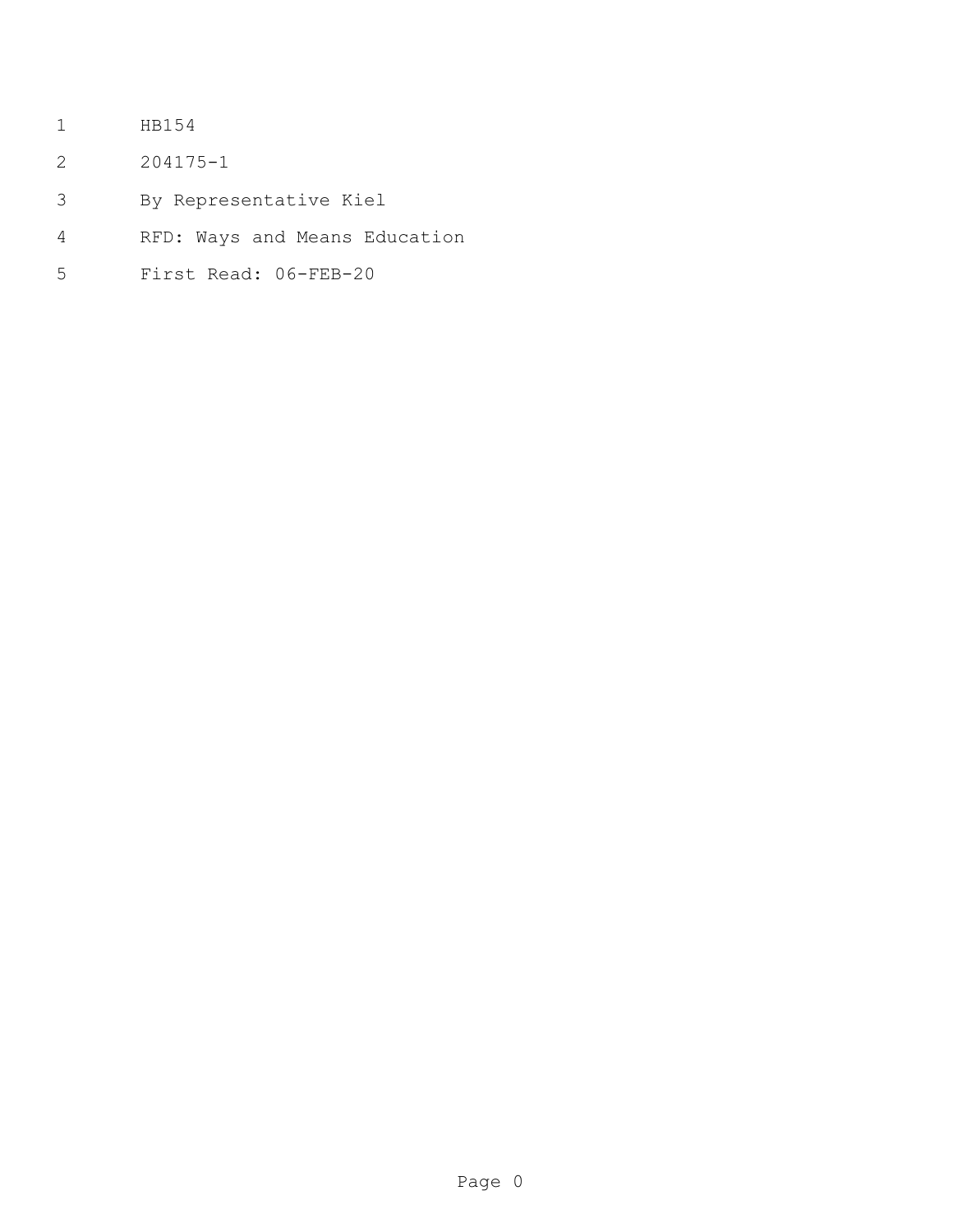HB154

204175-1

By Representative Kiel

RFD: Ways and Means Education

First Read: 06-FEB-20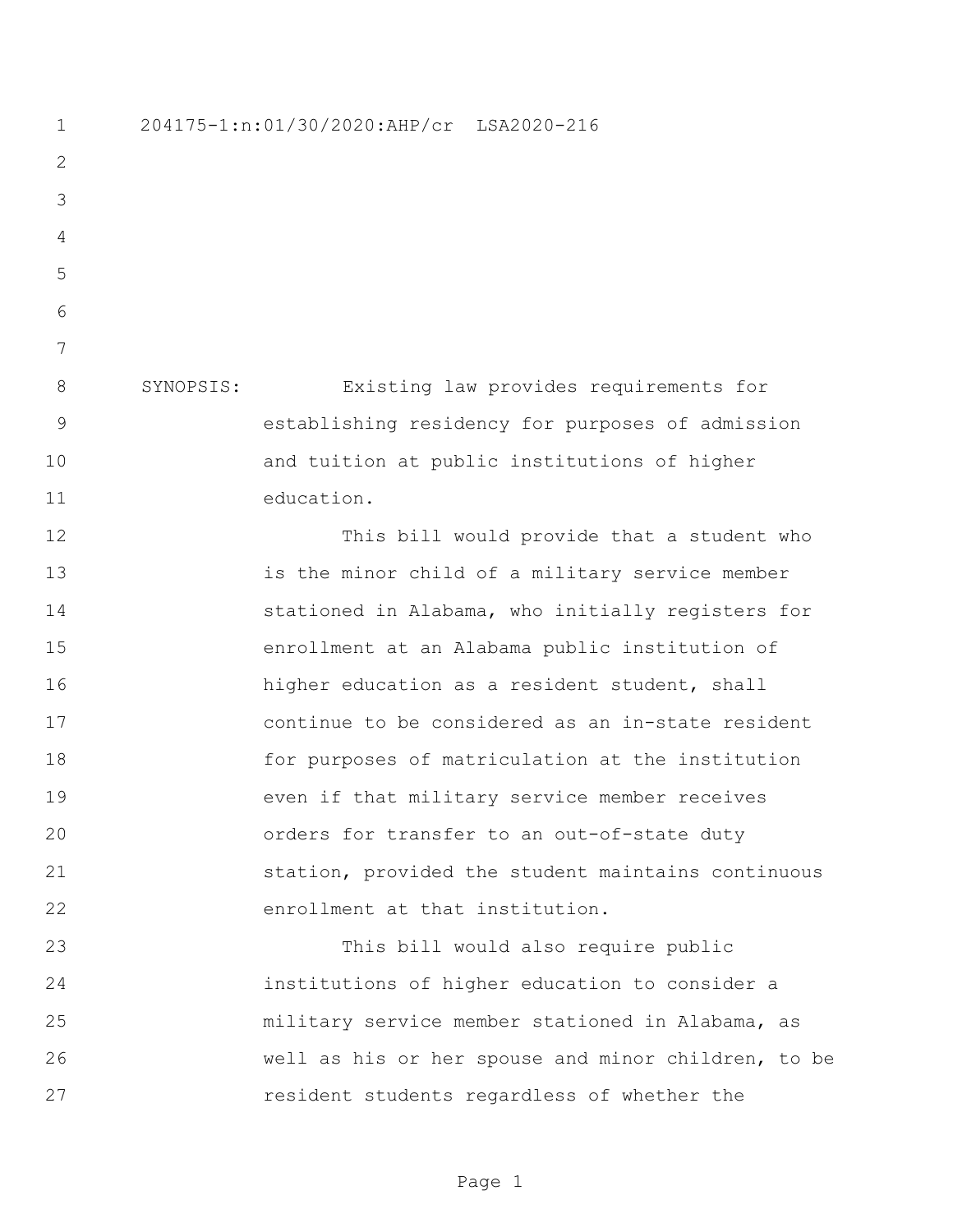204175-1:n:01/30/2020:AHP/cr LSA2020-216

SYNOPSIS: Existing law provides requirements for establishing residency for purposes of admission and tuition at public institutions of higher education.

This bill would provide that a student who is the minor child of a military service member stationed in Alabama, who initially registers for enrollment at an Alabama public institution of higher education as a resident student, shall continue to be considered as an in-state resident for purposes of matriculation at the institution even if that military service member receives orders for transfer to an out-of-state duty station, provided the student maintains continuous enrollment at that institution.

This bill would also require public institutions of higher education to consider a military service member stationed in Alabama, as well as his or her spouse and minor children, to be resident students regardless of whether the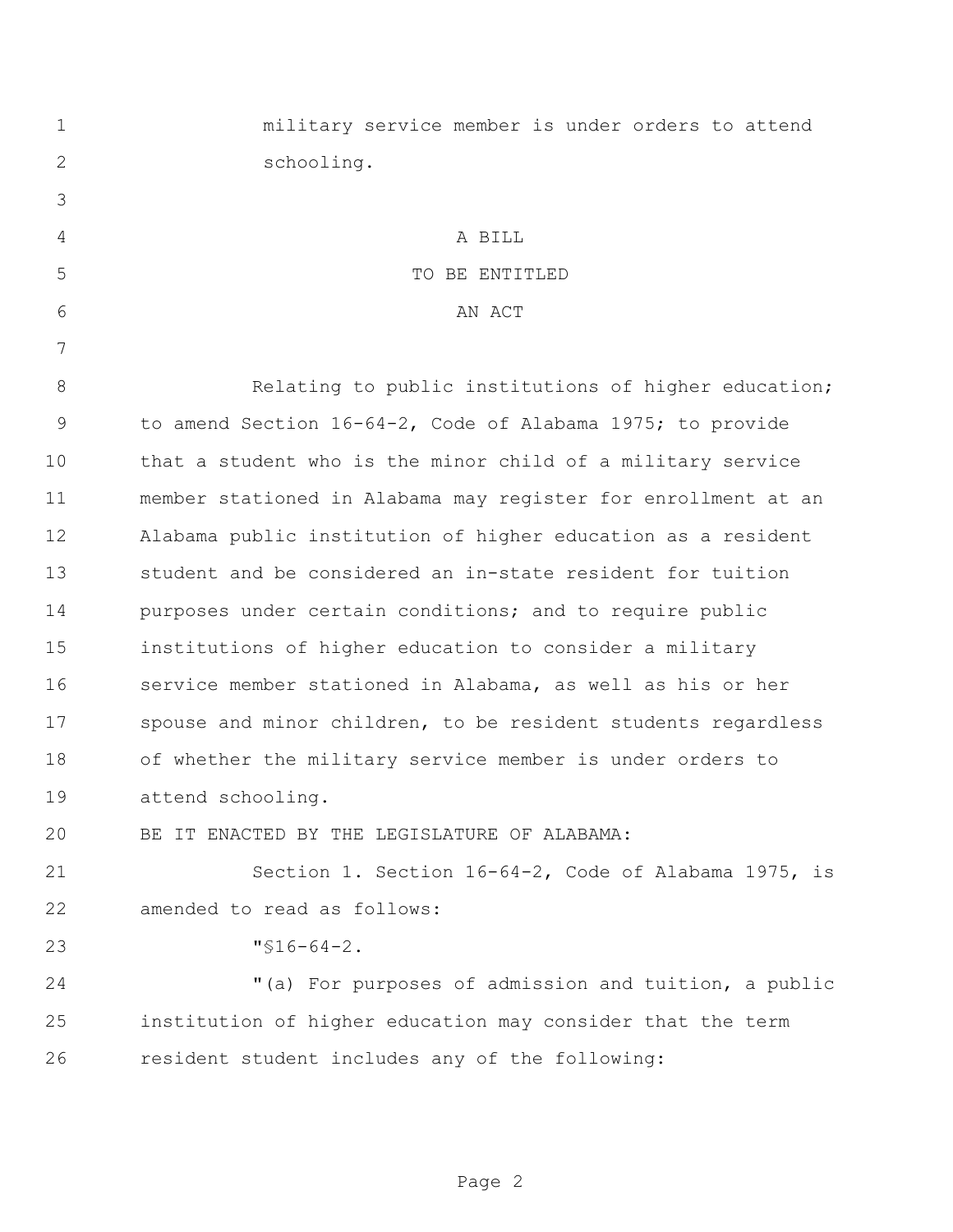military service member is under orders to attend schooling.

A BILL
TO BE ENTITLED
AN ACT

Relating to public institutions of higher education; to amend Section 16-64-2, Code of Alabama 1975; to provide that a student who is the minor child of a military service member stationed in Alabama may register for enrollment at an Alabama public institution of higher education as a resident student and be considered an in-state resident for tuition purposes under certain conditions; and to require public institutions of higher education to consider a military service member stationed in Alabama, as well as his or her spouse and minor children, to be resident students regardless of whether the military service member is under orders to attend schooling.

BE IT ENACTED BY THE LEGISLATURE OF ALABAMA:

Section 1. Section 16-64-2, Code of Alabama 1975, is amended to read as follows:

"§16-64-2.

"(a) For purposes of admission and tuition, a public institution of higher education may consider that the term resident student includes any of the following: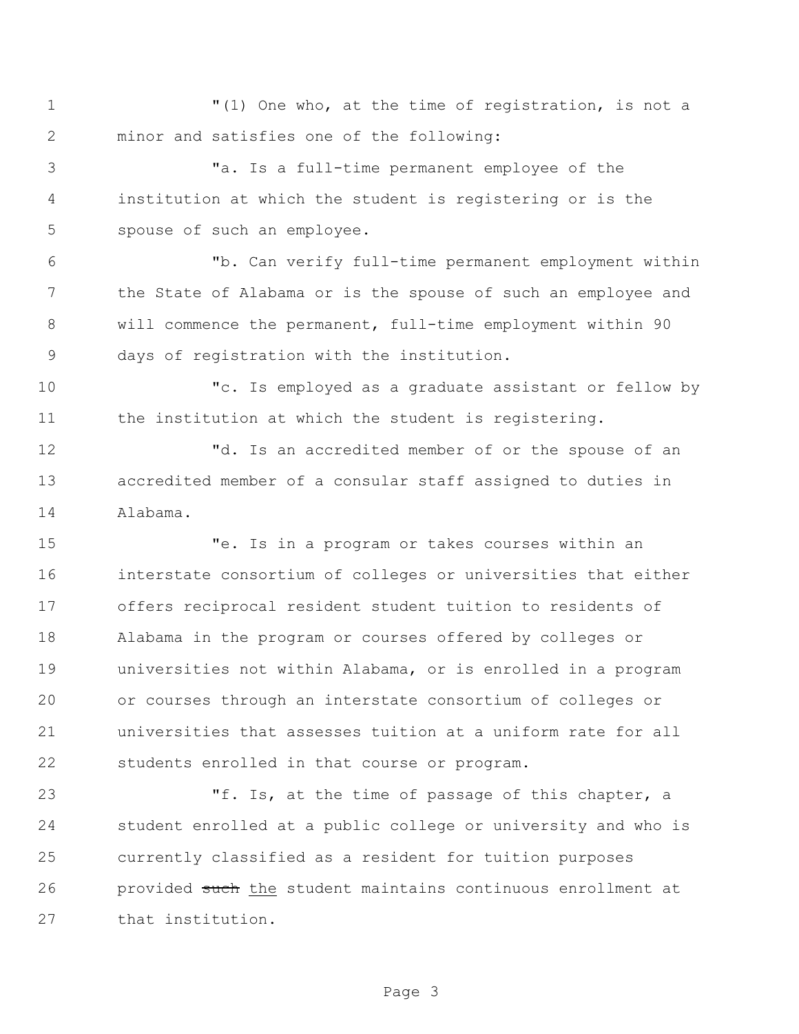"(1) One who, at the time of registration, is not a minor and satisfies one of the following:

"a. Is a full-time permanent employee of the institution at which the student is registering or is the spouse of such an employee.

"b. Can verify full-time permanent employment within the State of Alabama or is the spouse of such an employee and will commence the permanent, full-time employment within 90 days of registration with the institution.

"c. Is employed as a graduate assistant or fellow by the institution at which the student is registering.

"d. Is an accredited member of or the spouse of an accredited member of a consular staff assigned to duties in Alabama.

"e. Is in a program or takes courses within an interstate consortium of colleges or universities that either offers reciprocal resident student tuition to residents of Alabama in the program or courses offered by colleges or universities not within Alabama, or is enrolled in a program or courses through an interstate consortium of colleges or universities that assesses tuition at a uniform rate for all students enrolled in that course or program.

"f. Is, at the time of passage of this chapter, a student enrolled at a public college or university and who is currently classified as a resident for tuition purposes provided ~~such~~ the student maintains continuous enrollment at that institution.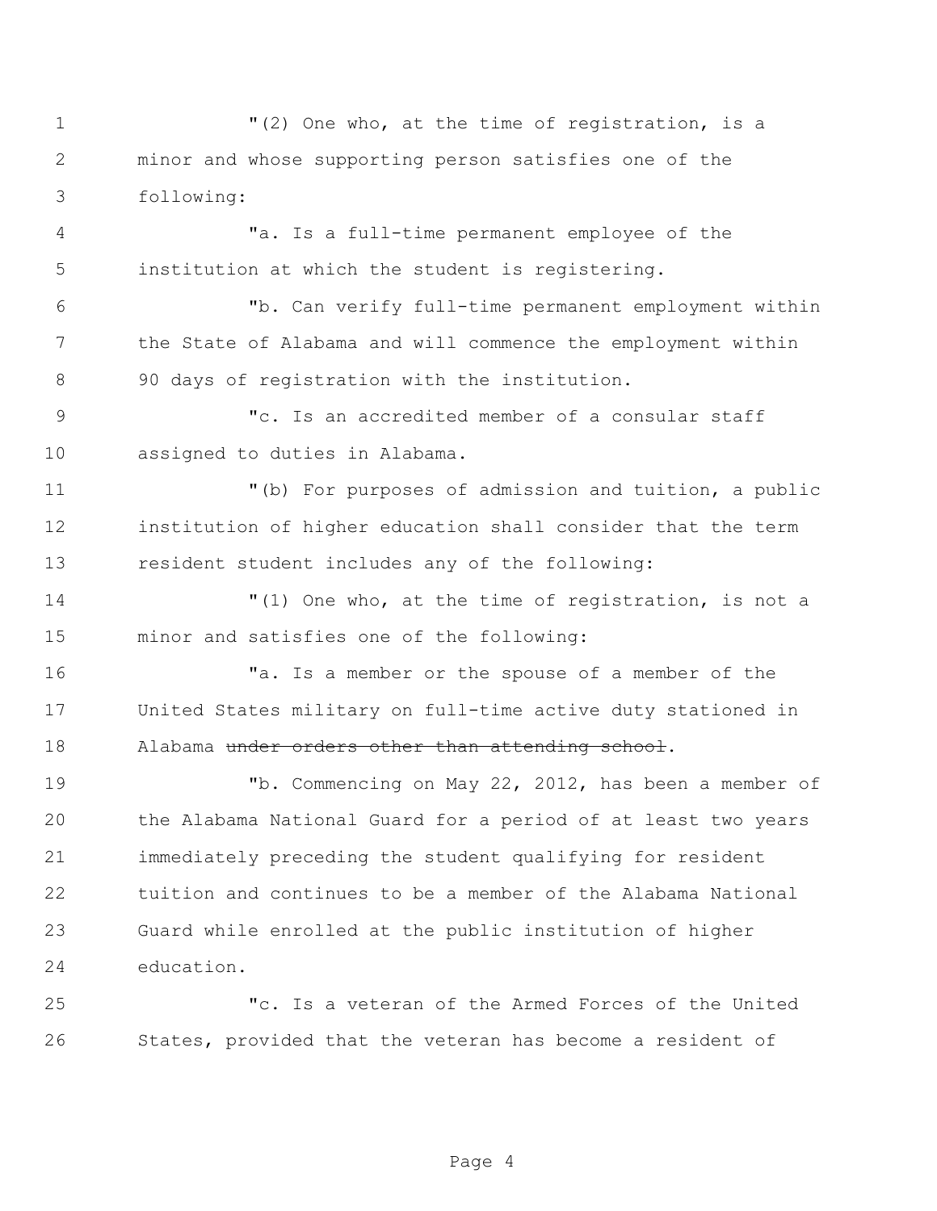"(2) One who, at the time of registration, is a minor and whose supporting person satisfies one of the following:

"a. Is a full-time permanent employee of the institution at which the student is registering.

"b. Can verify full-time permanent employment within the State of Alabama and will commence the employment within 90 days of registration with the institution.

"c. Is an accredited member of a consular staff assigned to duties in Alabama.

"(b) For purposes of admission and tuition, a public institution of higher education shall consider that the term resident student includes any of the following:

"(1) One who, at the time of registration, is not a minor and satisfies one of the following:

"a. Is a member or the spouse of a member of the United States military on full-time active duty stationed in Alabama ~~under orders other than attending school~~.

"b. Commencing on May 22, 2012, has been a member of the Alabama National Guard for a period of at least two years immediately preceding the student qualifying for resident tuition and continues to be a member of the Alabama National Guard while enrolled at the public institution of higher education.

"c. Is a veteran of the Armed Forces of the United States, provided that the veteran has become a resident of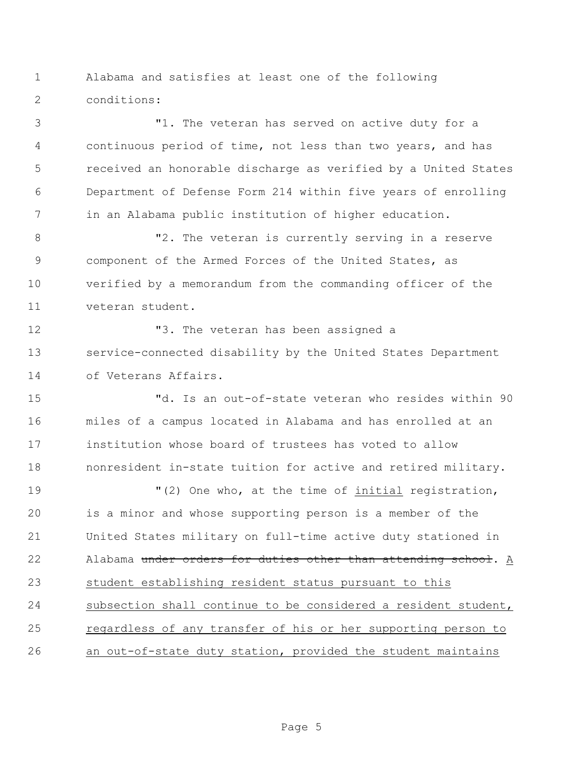Alabama and satisfies at least one of the following conditions:

"1. The veteran has served on active duty for a continuous period of time, not less than two years, and has received an honorable discharge as verified by a United States Department of Defense Form 214 within five years of enrolling in an Alabama public institution of higher education.

"2. The veteran is currently serving in a reserve component of the Armed Forces of the United States, as verified by a memorandum from the commanding officer of the veteran student.

"3. The veteran has been assigned a service-connected disability by the United States Department of Veterans Affairs.

"d. Is an out-of-state veteran who resides within 90 miles of a campus located in Alabama and has enrolled at an institution whose board of trustees has voted to allow nonresident in-state tuition for active and retired military.

"(2) One who, at the time of <u>initial</u> registration, is a minor and whose supporting person is a member of the United States military on full-time active duty stationed in Alabama ~~under orders for duties other than attending school~~. <u>A student establishing resident status pursuant to this subsection shall continue to be considered a resident student, regardless of any transfer of his or her supporting person to an out-of-state duty station, provided the student maintains</u>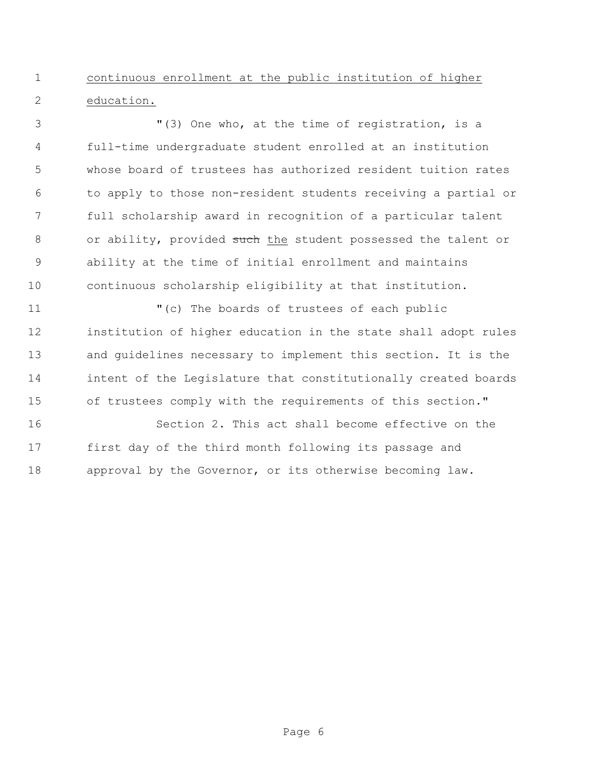continuous enrollment at the public institution of higher education.

"(3) One who, at the time of registration, is a full-time undergraduate student enrolled at an institution whose board of trustees has authorized resident tuition rates to apply to those non-resident students receiving a partial or full scholarship award in recognition of a particular talent or ability, provided ~~such~~ the student possessed the talent or ability at the time of initial enrollment and maintains continuous scholarship eligibility at that institution.

"(c) The boards of trustees of each public institution of higher education in the state shall adopt rules and guidelines necessary to implement this section. It is the intent of the Legislature that constitutionally created boards of trustees comply with the requirements of this section."

Section 2. This act shall become effective on the first day of the third month following its passage and approval by the Governor, or its otherwise becoming law.